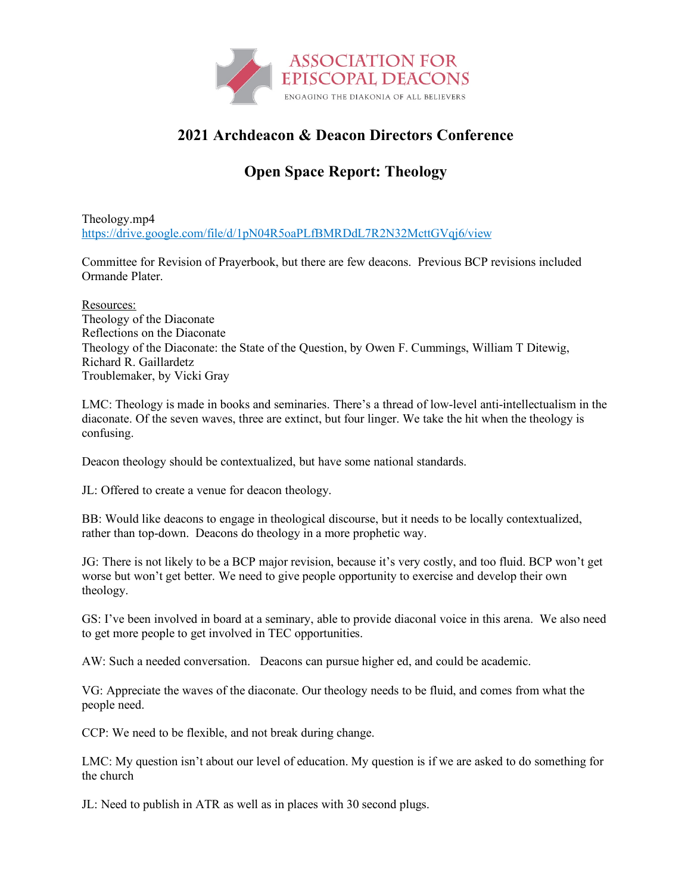ASSOCIATION FOR EPISCOPAL DEACONS

ENGAGING THE DIAKONIA OF ALL BELIEVERS

## 2021 Archdeacon & Deacon Directors Conference

## Open Space Report: Theology

Theology.mp4
https://drive.google.com/file/d/1pN04R5oaPLfBMRDdL7R2N32McttGVqj6/view

Committee for Revision of Prayerbook, but there are few deacons. Previous BCP revisions included Ormande Plater.

Resources:
Theology of the Diaconate
Reflections on the Diaconate
Theology of the Diaconate: the State of the Question, by Owen F. Cummings, William T Ditewig, Richard R. Gaillardetz
Troublemaker, by Vicki Gray

LMC: Theology is made in books and seminaries. There's a thread of low-level anti-intellectualism in the diaconate. Of the seven waves, three are extinct, but four linger. We take the hit when the theology is confusing.

Deacon theology should be contextualized, but have some national standards.

JL: Offered to create a venue for deacon theology.

BB: Would like deacons to engage in theological discourse, but it needs to be locally contextualized, rather than top-down. Deacons do theology in a more prophetic way.

JG: There is not likely to be a BCP major revision, because it's very costly, and too fluid. BCP won't get worse but won't get better. We need to give people opportunity to exercise and develop their own theology.

GS: I've been involved in board at a seminary, able to provide diaconal voice in this arena. We also need to get more people to get involved in TEC opportunities.

AW: Such a needed conversation. Deacons can pursue higher ed, and could be academic.

VG: Appreciate the waves of the diaconate. Our theology needs to be fluid, and comes from what the people need.

CCP: We need to be flexible, and not break during change.

LMC: My question isn't about our level of education. My question is if we are asked to do something for the church

JL: Need to publish in ATR as well as in places with 30 second plugs.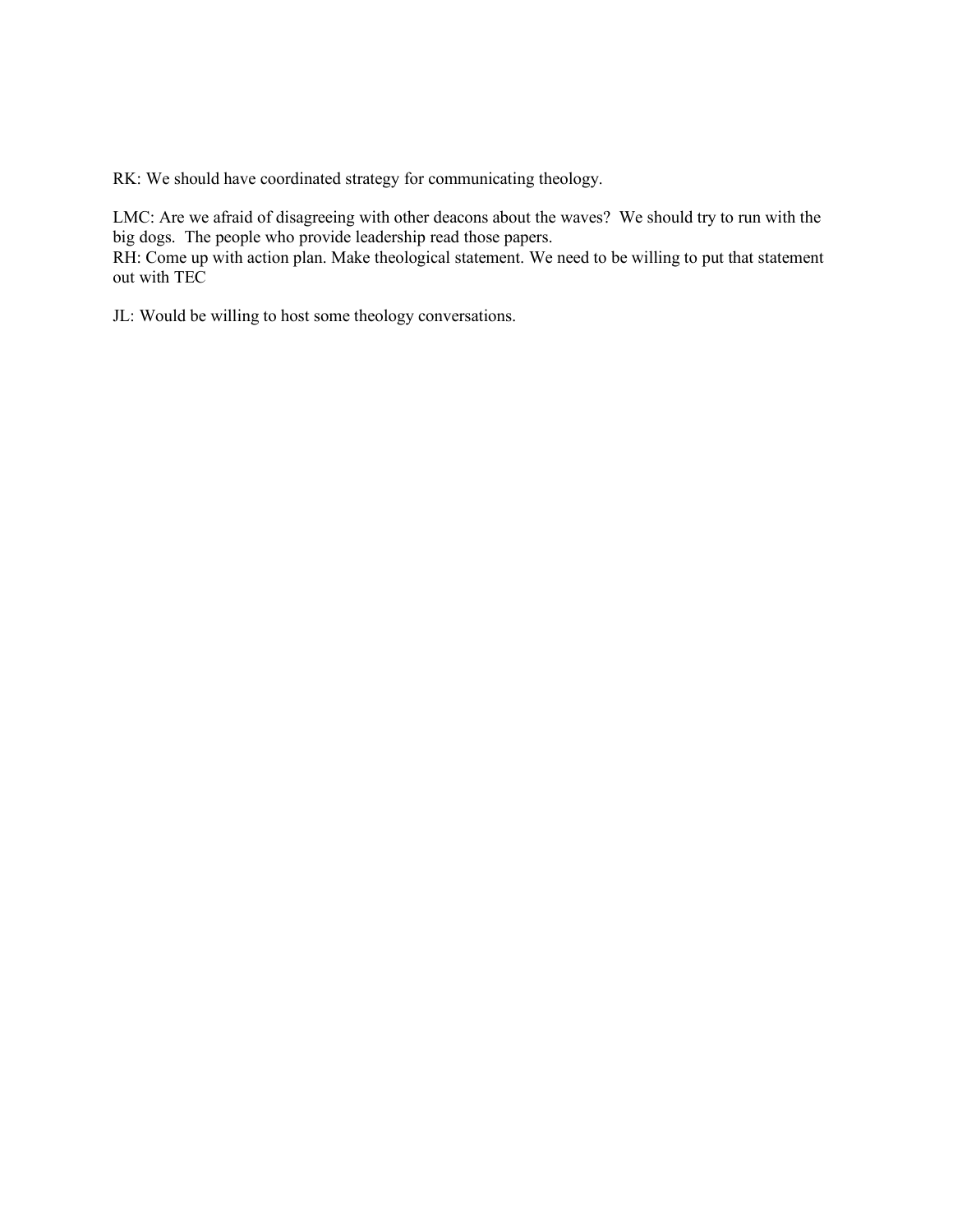RK: We should have coordinated strategy for communicating theology.

LMC: Are we afraid of disagreeing with other deacons about the waves? We should try to run with the big dogs. The people who provide leadership read those papers.
RH: Come up with action plan. Make theological statement. We need to be willing to put that statement out with TEC

JL: Would be willing to host some theology conversations.